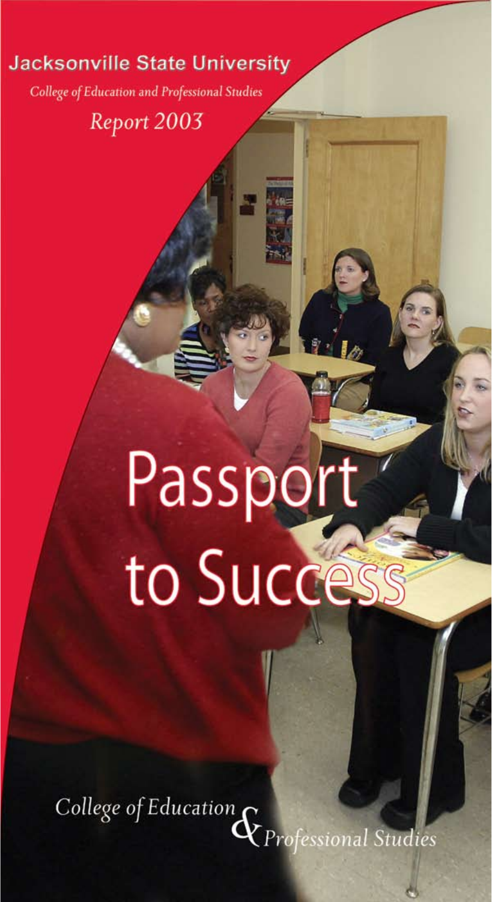# Jacksonville State University

*College of Education and Professional Studies*

*Report 2003*

# Passport to Success

*College of Education & Professional Studies*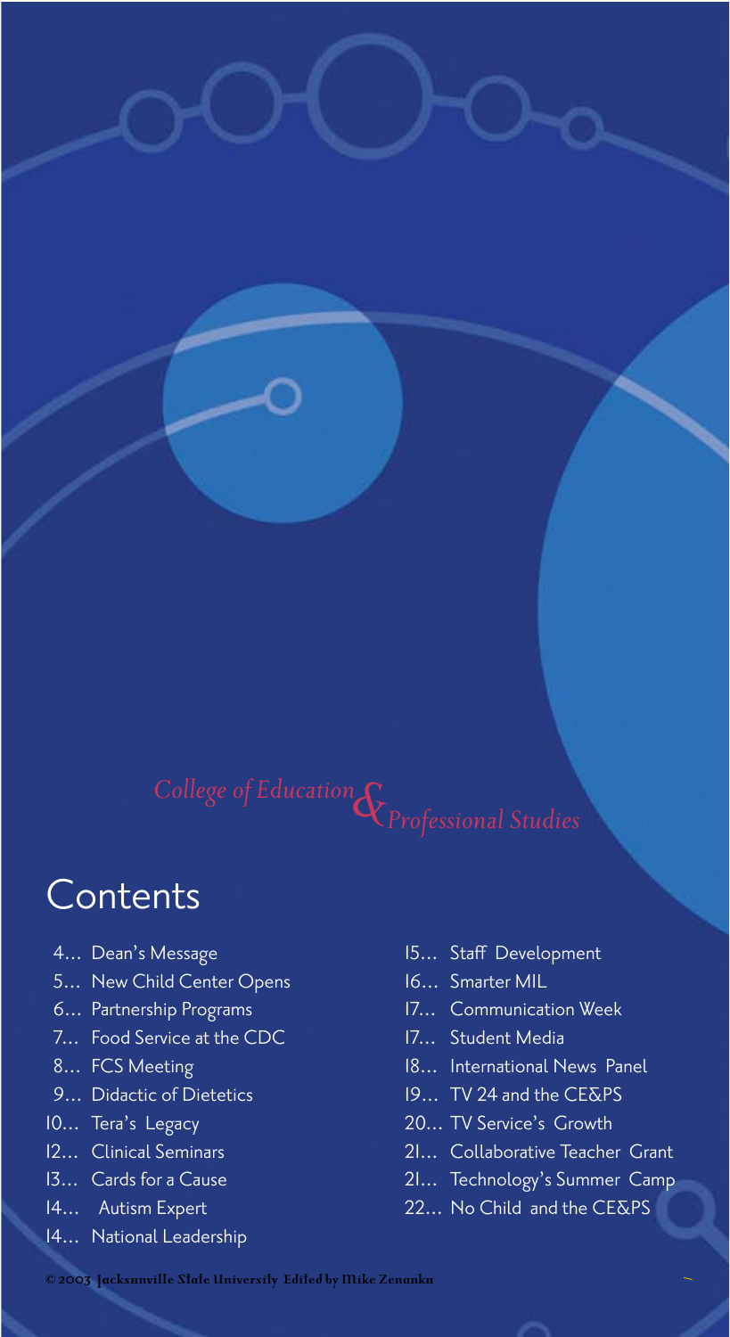*College of Education & Professional Studies*

# Contents

- 4... Dean's Message
- 5... New Child Center Opens
- 6... Partnership Programs
- 7... Food Service at the CDC
- 8... FCS Meeting
- 9... Didactic of Dietetics
- 10... Tera's Legacy
- 12... Clinical Seminars
- 13... Cards for a Cause
- 14... Autism Expert
- 14... National Leadership
- 15... Staff Development
- 16... Smarter MIL
- 17... Communication Week
- 17... Student Media
- 18... International News Panel
- 19... TV 24 and the CE&PS
- 20... TV Service's Growth
- 21... Collaborative Teacher Grant
- 21... Technology's Summer Camp
- 22... No Child and the CE&PS

© 2003 Jacksonville State University Edited by Mike Zenanko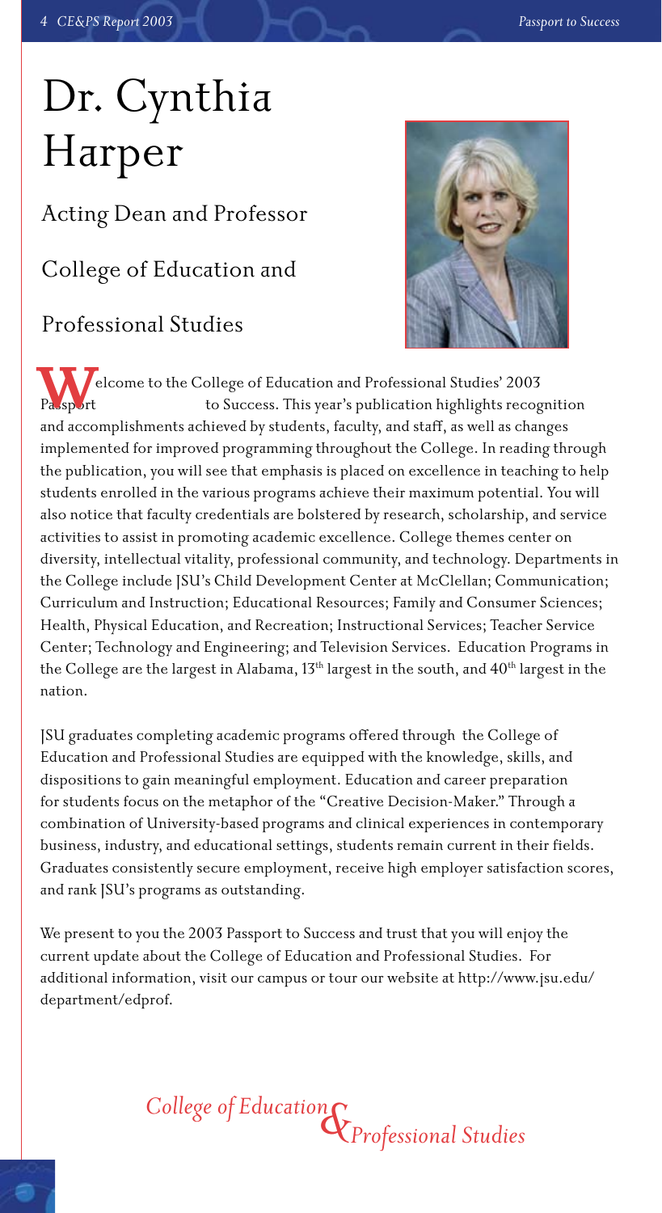# Dr. Cynthia Harper

Acting Dean and Professor

College of Education and

Professional Studies

Welcome to the College of Education and Professional Studies' 2003 Passport to Success. This year's publication highlights recognition and accomplishments achieved by students, faculty, and staff, as well as changes implemented for improved programming throughout the College. In reading through the publication, you will see that emphasis is placed on excellence in teaching to help students enrolled in the various programs achieve their maximum potential. You will also notice that faculty credentials are bolstered by research, scholarship, and service activities to assist in promoting academic excellence. College themes center on diversity, intellectual vitality, professional community, and technology. Departments in the College include JSU's Child Development Center at McClellan; Communication; Curriculum and Instruction; Educational Resources; Family and Consumer Sciences; Health, Physical Education, and Recreation; Instructional Services; Teacher Service Center; Technology and Engineering; and Television Services. Education Programs in the College are the largest in Alabama, 13th largest in the south, and 40th largest in the nation.

JSU graduates completing academic programs offered through the College of Education and Professional Studies are equipped with the knowledge, skills, and dispositions to gain meaningful employment. Education and career preparation for students focus on the metaphor of the "Creative Decision-Maker." Through a combination of University-based programs and clinical experiences in contemporary business, industry, and educational settings, students remain current in their fields. Graduates consistently secure employment, receive high employer satisfaction scores, and rank JSU's programs as outstanding.

We present to you the 2003 Passport to Success and trust that you will enjoy the current update about the College of Education and Professional Studies. For additional information, visit our campus or tour our website at http://www.jsu.edu/department/edprof.

*College of Education & Professional Studies*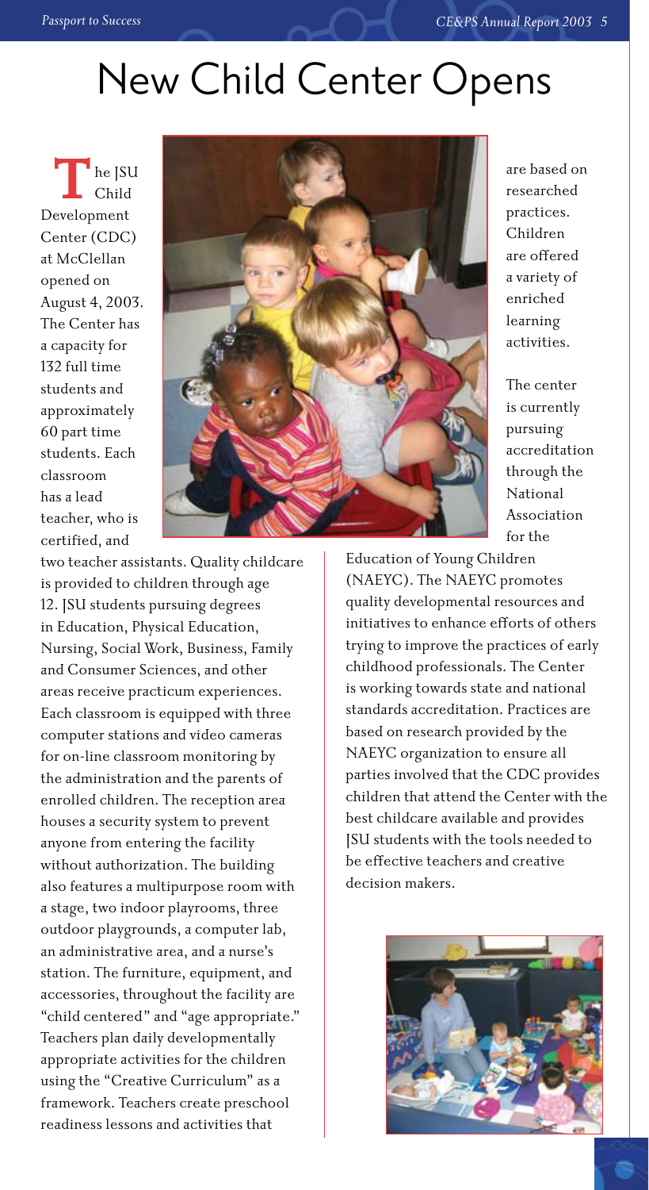# New Child Center Opens

The JSU Child Development Center (CDC) at McClellan opened on August 4, 2003. The Center has a capacity for 132 full time students and approximately 60 part time students. Each classroom has a lead teacher, who is certified, and two teacher assistants. Quality childcare is provided to children through age 12. JSU students pursuing degrees in Education, Physical Education, Nursing, Social Work, Business, Family and Consumer Sciences, and other areas receive practicum experiences. Each classroom is equipped with three computer stations and video cameras for on-line classroom monitoring by the administration and the parents of enrolled children. The reception area houses a security system to prevent anyone from entering the facility without authorization. The building also features a multipurpose room with a stage, two indoor playrooms, three outdoor playgrounds, a computer lab, an administrative area, and a nurse's station. The furniture, equipment, and accessories, throughout the facility are "child centered" and "age appropriate." Teachers plan daily developmentally appropriate activities for the children using the "Creative Curriculum" as a framework. Teachers create preschool readiness lessons and activities that are based on researched practices. Children are offered a variety of enriched learning activities.

The center is currently pursuing accreditation through the National Association for the Education of Young Children (NAEYC). The NAEYC promotes quality developmental resources and initiatives to enhance efforts of others trying to improve the practices of early childhood professionals. The Center is working towards state and national standards accreditation. Practices are based on research provided by the NAEYC organization to ensure all parties involved that the CDC provides children that attend the Center with the best childcare available and provides JSU students with the tools needed to be effective teachers and creative decision makers.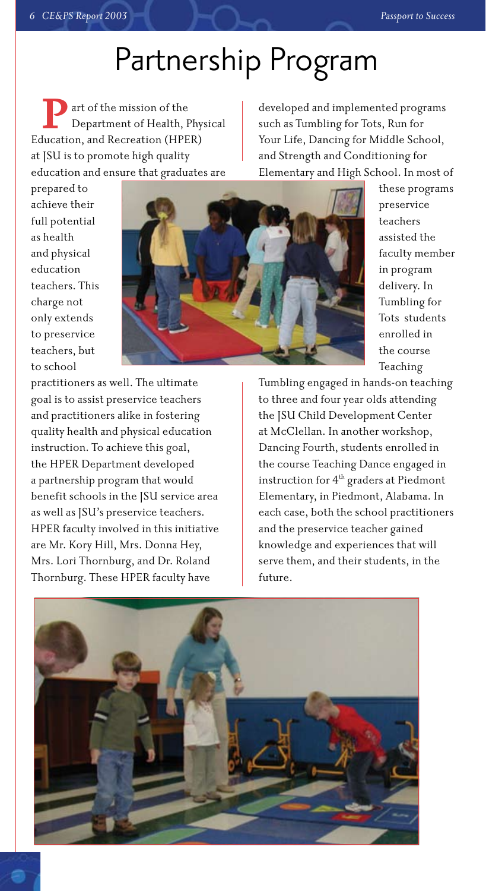# Partnership Program

Part of the mission of the Department of Health, Physical Education, and Recreation (HPER) at JSU is to promote high quality education and ensure that graduates are prepared to achieve their full potential as health and physical education teachers. This charge not only extends to preservice teachers, but to school practitioners as well. The ultimate goal is to assist preservice teachers and practitioners alike in fostering quality health and physical education instruction. To achieve this goal, the HPER Department developed a partnership program that would benefit schools in the JSU service area as well as JSU's preservice teachers. HPER faculty involved in this initiative are Mr. Kory Hill, Mrs. Donna Hey, Mrs. Lori Thornburg, and Dr. Roland Thornburg. These HPER faculty have developed and implemented programs such as Tumbling for Tots, Run for Your Life, Dancing for Middle School, and Strength and Conditioning for Elementary and High School. In most of these programs preservice teachers assisted the faculty member in program delivery. In Tumbling for Tots students enrolled in the course Teaching Tumbling engaged in hands-on teaching to three and four year olds attending the JSU Child Development Center at McClellan. In another workshop, Dancing Fourth, students enrolled in the course Teaching Dance engaged in instruction for 4th graders at Piedmont Elementary, in Piedmont, Alabama. In each case, both the school practitioners and the preservice teacher gained knowledge and experiences that will serve them, and their students, in the future.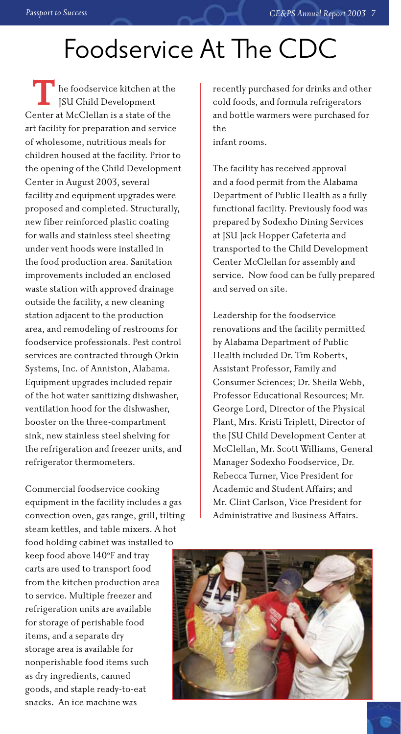# Foodservice At The CDC

The foodservice kitchen at the JSU Child Development Center at McClellan is a state of the art facility for preparation and service of wholesome, nutritious meals for children housed at the facility. Prior to the opening of the Child Development Center in August 2003, several facility and equipment upgrades were proposed and completed. Structurally, new fiber reinforced plastic coating for walls and stainless steel sheeting under vent hoods were installed in the food production area. Sanitation improvements included an enclosed waste station with approved drainage outside the facility, a new cleaning station adjacent to the production area, and remodeling of restrooms for foodservice professionals. Pest control services are contracted through Orkin Systems, Inc. of Anniston, Alabama. Equipment upgrades included repair of the hot water sanitizing dishwasher, ventilation hood for the dishwasher, booster on the three-compartment sink, new stainless steel shelving for the refrigeration and freezer units, and refrigerator thermometers.

Commercial foodservice cooking equipment in the facility includes a gas convection oven, gas range, grill, tilting steam kettles, and table mixers. A hot food holding cabinet was installed to keep food above 140°F and tray carts are used to transport food from the kitchen production area to service. Multiple freezer and refrigeration units are available for storage of perishable food items, and a separate dry storage area is available for nonperishable food items such as dry ingredients, canned goods, and staple ready-to-eat snacks. An ice machine was recently purchased for drinks and other cold foods, and formula refrigerators and bottle warmers were purchased for the infant rooms.

The facility has received approval and a food permit from the Alabama Department of Public Health as a fully functional facility. Previously food was prepared by Sodexho Dining Services at JSU Jack Hopper Cafeteria and transported to the Child Development Center McClellan for assembly and service. Now food can be fully prepared and served on site.

Leadership for the foodservice renovations and the facility permitted by Alabama Department of Public Health included Dr. Tim Roberts, Assistant Professor, Family and Consumer Sciences; Dr. Sheila Webb, Professor Educational Resources; Mr. George Lord, Director of the Physical Plant, Mrs. Kristi Triplett, Director of the JSU Child Development Center at McClellan, Mr. Scott Williams, General Manager Sodexho Foodservice, Dr. Rebecca Turner, Vice President for Academic and Student Affairs; and Mr. Clint Carlson, Vice President for Administrative and Business Affairs.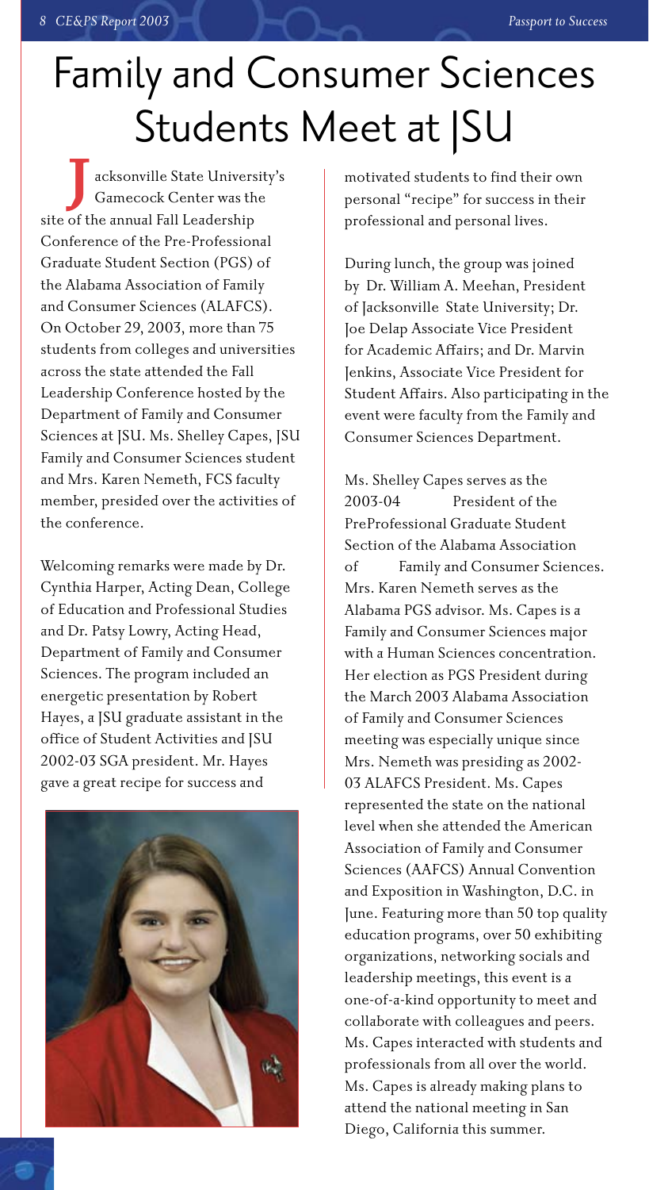# Family and Consumer Sciences Students Meet at JSU

Jacksonville State University's Gamecock Center was the site of the annual Fall Leadership Conference of the Pre-Professional Graduate Student Section (PGS) of the Alabama Association of Family and Consumer Sciences (ALAFCS). On October 29, 2003, more than 75 students from colleges and universities across the state attended the Fall Leadership Conference hosted by the Department of Family and Consumer Sciences at JSU. Ms. Shelley Capes, JSU Family and Consumer Sciences student and Mrs. Karen Nemeth, FCS faculty member, presided over the activities of the conference.

Welcoming remarks were made by Dr. Cynthia Harper, Acting Dean, College of Education and Professional Studies and Dr. Patsy Lowry, Acting Head, Department of Family and Consumer Sciences. The program included an energetic presentation by Robert Hayes, a JSU graduate assistant in the office of Student Activities and JSU 2002-03 SGA president. Mr. Hayes gave a great recipe for success and motivated students to find their own personal "recipe" for success in their professional and personal lives.

During lunch, the group was joined by Dr. William A. Meehan, President of Jacksonville State University; Dr. Joe Delap Associate Vice President for Academic Affairs; and Dr. Marvin Jenkins, Associate Vice President for Student Affairs. Also participating in the event were faculty from the Family and Consumer Sciences Department.

Ms. Shelley Capes serves as the 2003-04 President of the PreProfessional Graduate Student Section of the Alabama Association of Family and Consumer Sciences. Mrs. Karen Nemeth serves as the Alabama PGS advisor. Ms. Capes is a Family and Consumer Sciences major with a Human Sciences concentration. Her election as PGS President during the March 2003 Alabama Association of Family and Consumer Sciences meeting was especially unique since Mrs. Nemeth was presiding as 2002-03 ALAFCS President. Ms. Capes represented the state on the national level when she attended the American Association of Family and Consumer Sciences (AAFCS) Annual Convention and Exposition in Washington, D.C. in June. Featuring more than 50 top quality education programs, over 50 exhibiting organizations, networking socials and leadership meetings, this event is a one-of-a-kind opportunity to meet and collaborate with colleagues and peers. Ms. Capes interacted with students and professionals from all over the world. Ms. Capes is already making plans to attend the national meeting in San Diego, California this summer.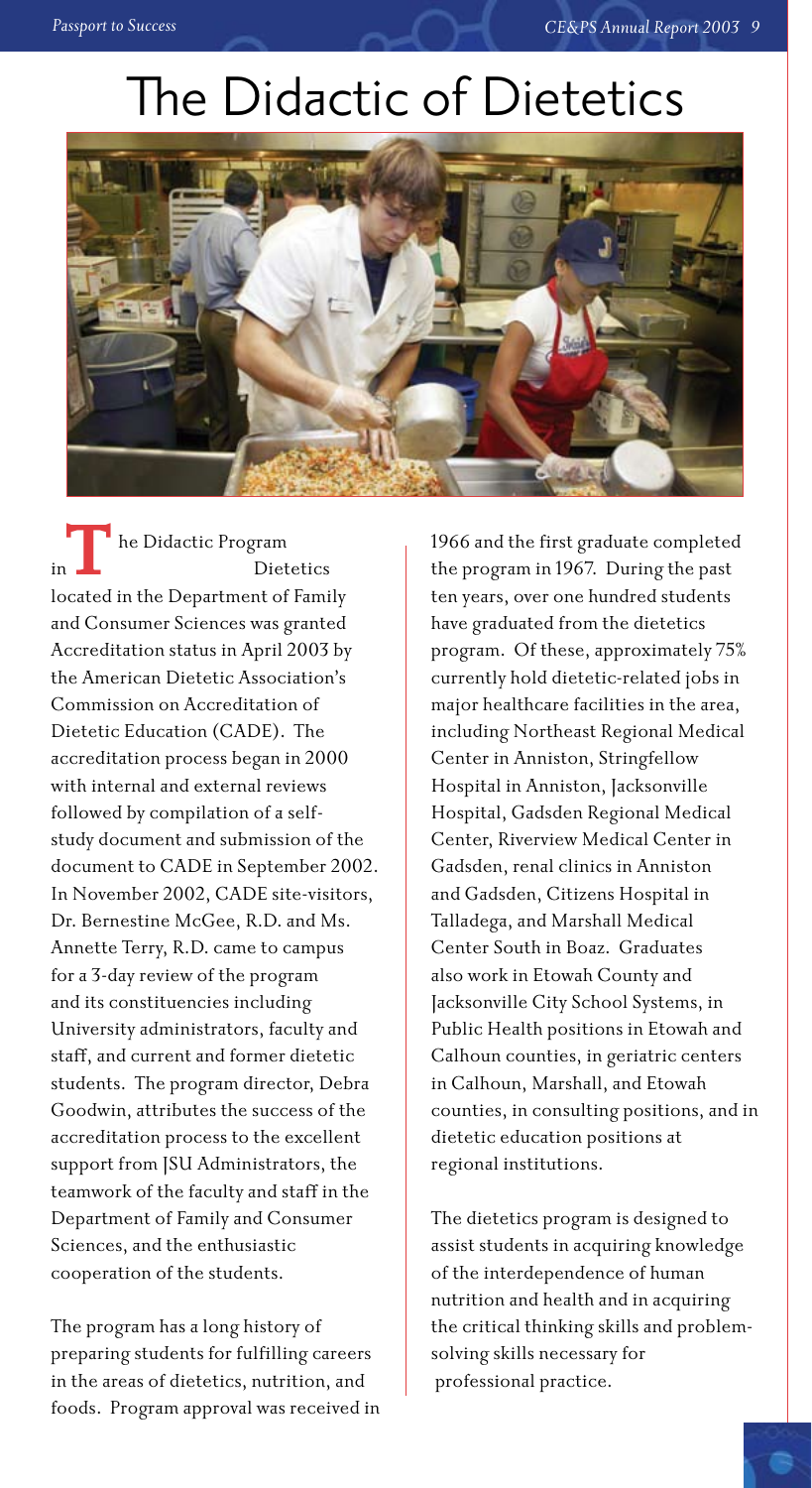# The Didactic of Dietetics

The Didactic Program in Dietetics located in the Department of Family and Consumer Sciences was granted Accreditation status in April 2003 by the American Dietetic Association's Commission on Accreditation of Dietetic Education (CADE). The accreditation process began in 2000 with internal and external reviews followed by compilation of a self-study document and submission of the document to CADE in September 2002. In November 2002, CADE site-visitors, Dr. Bernestine McGee, R.D. and Ms. Annette Terry, R.D. came to campus for a 3-day review of the program and its constituencies including University administrators, faculty and staff, and current and former dietetic students. The program director, Debra Goodwin, attributes the success of the accreditation process to the excellent support from JSU Administrators, the teamwork of the faculty and staff in the Department of Family and Consumer Sciences, and the enthusiastic cooperation of the students.

The program has a long history of preparing students for fulfilling careers in the areas of dietetics, nutrition, and foods. Program approval was received in 1966 and the first graduate completed the program in 1967. During the past ten years, over one hundred students have graduated from the dietetics program. Of these, approximately 75% currently hold dietetic-related jobs in major healthcare facilities in the area, including Northeast Regional Medical Center in Anniston, Stringfellow Hospital in Anniston, Jacksonville Hospital, Gadsden Regional Medical Center, Riverview Medical Center in Gadsden, renal clinics in Anniston and Gadsden, Citizens Hospital in Talladega, and Marshall Medical Center South in Boaz. Graduates also work in Etowah County and Jacksonville City School Systems, in Public Health positions in Etowah and Calhoun counties, in geriatric centers in Calhoun, Marshall, and Etowah counties, in consulting positions, and in dietetic education positions at regional institutions.

The dietetics program is designed to assist students in acquiring knowledge of the interdependence of human nutrition and health and in acquiring the critical thinking skills and problem-solving skills necessary for professional practice.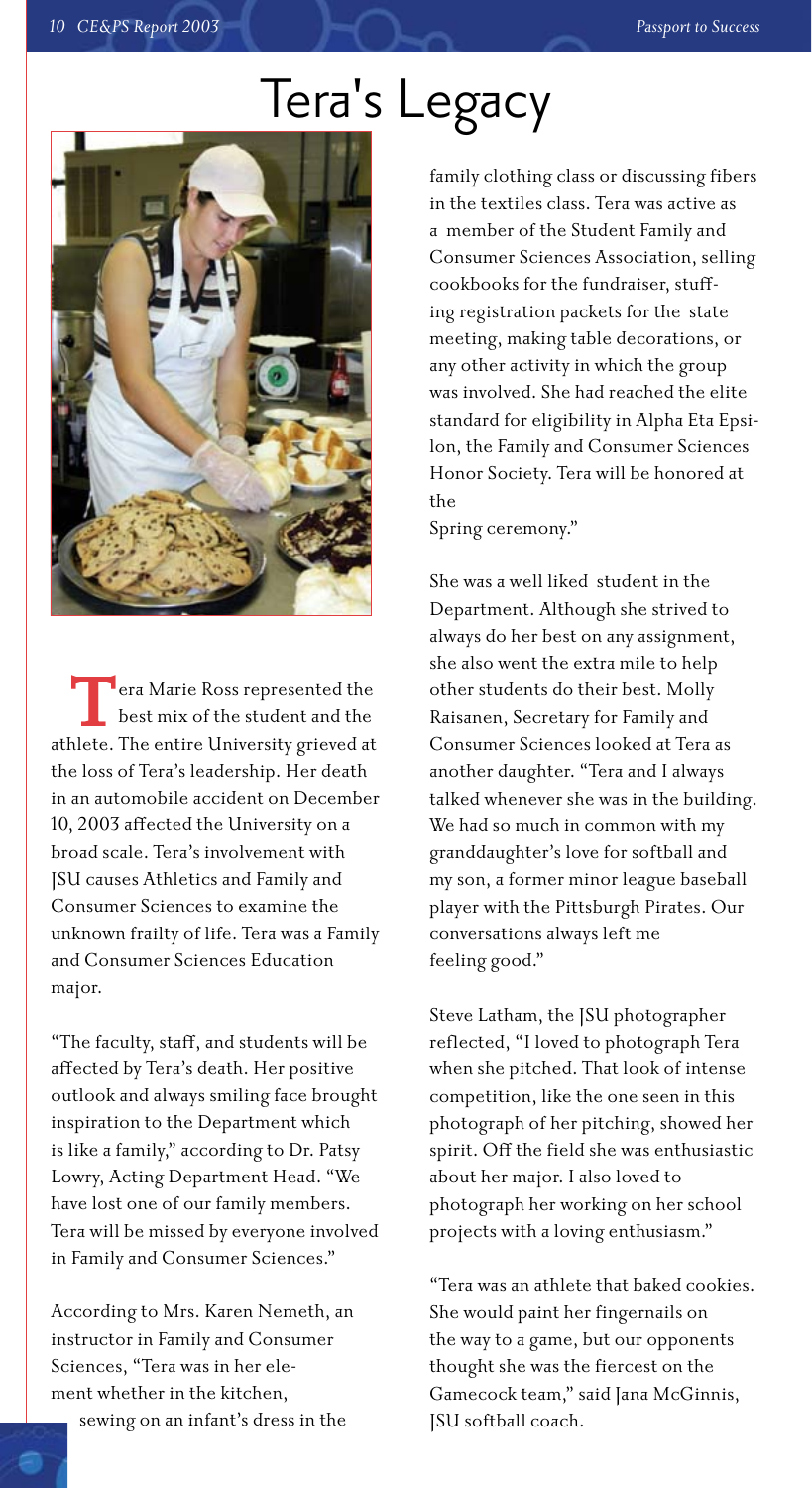# Tera's Legacy

Tera Marie Ross represented the best mix of the student and the athlete. The entire University grieved at the loss of Tera's leadership. Her death in an automobile accident on December 10, 2003 affected the University on a broad scale. Tera's involvement with JSU causes Athletics and Family and Consumer Sciences to examine the unknown frailty of life. Tera was a Family and Consumer Sciences Education major.

"The faculty, staff, and students will be affected by Tera's death. Her positive outlook and always smiling face brought inspiration to the Department which is like a family," according to Dr. Patsy Lowry, Acting Department Head. "We have lost one of our family members. Tera will be missed by everyone involved in Family and Consumer Sciences."

According to Mrs. Karen Nemeth, an instructor in Family and Consumer Sciences, "Tera was in her element whether in the kitchen, sewing on an infant's dress in the family clothing class or discussing fibers in the textiles class. Tera was active as a member of the Student Family and Consumer Sciences Association, selling cookbooks for the fundraiser, stuffing registration packets for the state meeting, making table decorations, or any other activity in which the group was involved. She had reached the elite standard for eligibility in Alpha Eta Epsilon, the Family and Consumer Sciences Honor Society. Tera will be honored at the Spring ceremony."

She was a well liked student in the Department. Although she strived to always do her best on any assignment, she also went the extra mile to help other students do their best. Molly Raisanen, Secretary for Family and Consumer Sciences looked at Tera as another daughter. "Tera and I always talked whenever she was in the building. We had so much in common with my granddaughter's love for softball and my son, a former minor league baseball player with the Pittsburgh Pirates. Our conversations always left me feeling good."

Steve Latham, the JSU photographer reflected, "I loved to photograph Tera when she pitched. That look of intense competition, like the one seen in this photograph of her pitching, showed her spirit. Off the field she was enthusiastic about her major. I also loved to photograph her working on her school projects with a loving enthusiasm."

"Tera was an athlete that baked cookies. She would paint her fingernails on the way to a game, but our opponents thought she was the fiercest on the Gamecock team," said Jana McGinnis, JSU softball coach.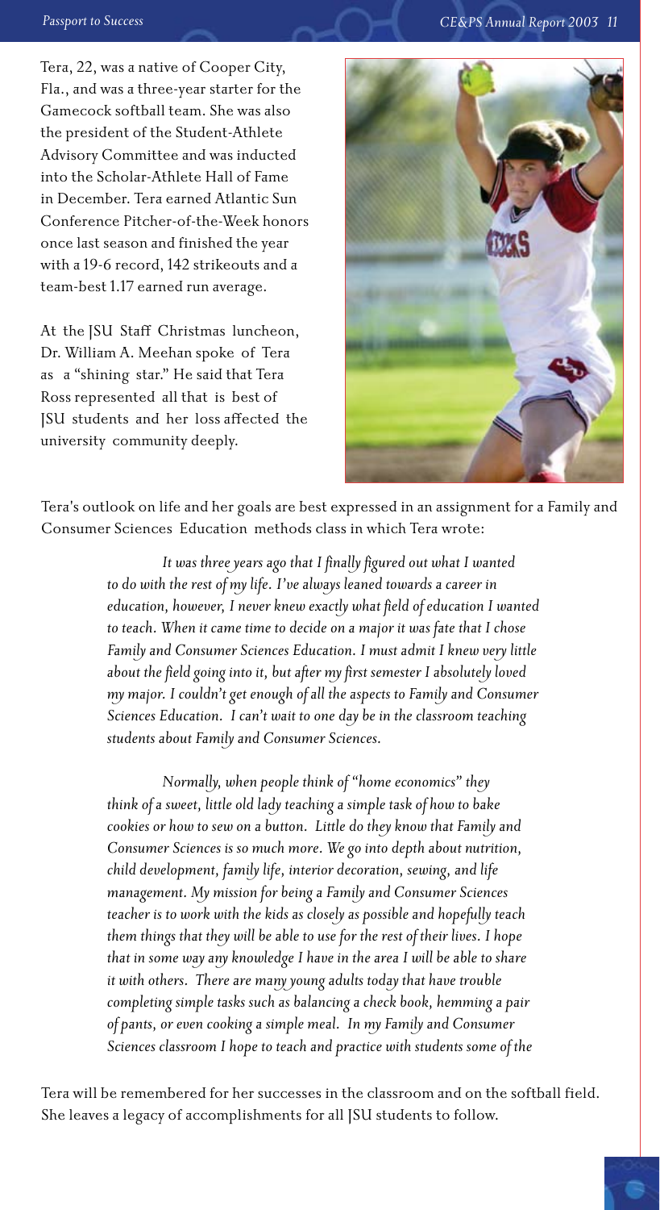Tera, 22, was a native of Cooper City, Fla., and was a three-year starter for the Gamecock softball team. She was also the president of the Student-Athlete Advisory Committee and was inducted into the Scholar-Athlete Hall of Fame in December. Tera earned Atlantic Sun Conference Pitcher-of-the-Week honors once last season and finished the year with a 19-6 record, 142 strikeouts and a team-best 1.17 earned run average.

At the JSU Staff Christmas luncheon, Dr. William A. Meehan spoke of Tera as a "shining star." He said that Tera Ross represented all that is best of JSU students and her loss affected the university community deeply.

Tera's outlook on life and her goals are best expressed in an assignment for a Family and Consumer Sciences Education methods class in which Tera wrote:

> *It was three years ago that I finally figured out what I wanted to do with the rest of my life. I've always leaned towards a career in education, however, I never knew exactly what field of education I wanted to teach. When it came time to decide on a major it was fate that I chose Family and Consumer Sciences Education. I must admit I knew very little about the field going into it, but after my first semester I absolutely loved my major. I couldn't get enough of all the aspects to Family and Consumer Sciences Education. I can't wait to one day be in the classroom teaching students about Family and Consumer Sciences.*
>
> *Normally, when people think of "home economics" they think of a sweet, little old lady teaching a simple task of how to bake cookies or how to sew on a button. Little do they know that Family and Consumer Sciences is so much more. We go into depth about nutrition, child development, family life, interior decoration, sewing, and life management. My mission for being a Family and Consumer Sciences teacher is to work with the kids as closely as possible and hopefully teach them things that they will be able to use for the rest of their lives. I hope that in some way any knowledge I have in the area I will be able to share it with others. There are many young adults today that have trouble completing simple tasks such as balancing a check book, hemming a pair of pants, or even cooking a simple meal. In my Family and Consumer Sciences classroom I hope to teach and practice with students some of the*

Tera will be remembered for her successes in the classroom and on the softball field. She leaves a legacy of accomplishments for all JSU students to follow.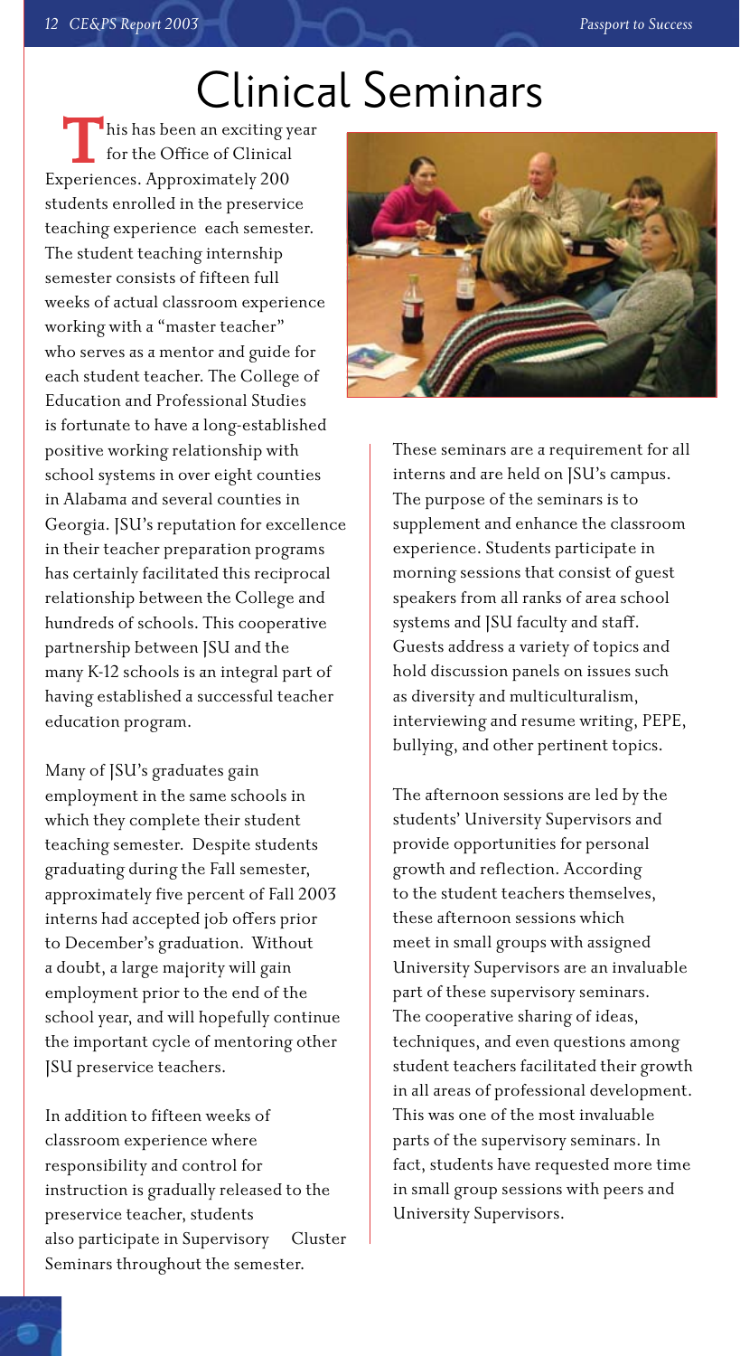# Clinical Seminars

This has been an exciting year for the Office of Clinical Experiences. Approximately 200 students enrolled in the preservice teaching experience each semester. The student teaching internship semester consists of fifteen full weeks of actual classroom experience working with a "master teacher" who serves as a mentor and guide for each student teacher. The College of Education and Professional Studies is fortunate to have a long-established positive working relationship with school systems in over eight counties in Alabama and several counties in Georgia. JSU's reputation for excellence in their teacher preparation programs has certainly facilitated this reciprocal relationship between the College and hundreds of schools. This cooperative partnership between JSU and the many K-12 schools is an integral part of having established a successful teacher education program.

Many of JSU's graduates gain employment in the same schools in which they complete their student teaching semester. Despite students graduating during the Fall semester, approximately five percent of Fall 2003 interns had accepted job offers prior to December's graduation. Without a doubt, a large majority will gain employment prior to the end of the school year, and will hopefully continue the important cycle of mentoring other JSU preservice teachers.

In addition to fifteen weeks of classroom experience where responsibility and control for instruction is gradually released to the preservice teacher, students also participate in Supervisory Cluster Seminars throughout the semester.

These seminars are a requirement for all interns and are held on JSU's campus. The purpose of the seminars is to supplement and enhance the classroom experience. Students participate in morning sessions that consist of guest speakers from all ranks of area school systems and JSU faculty and staff. Guests address a variety of topics and hold discussion panels on issues such as diversity and multiculturalism, interviewing and resume writing, PEPE, bullying, and other pertinent topics.

The afternoon sessions are led by the students' University Supervisors and provide opportunities for personal growth and reflection. According to the student teachers themselves, these afternoon sessions which meet in small groups with assigned University Supervisors are an invaluable part of these supervisory seminars. The cooperative sharing of ideas, techniques, and even questions among student teachers facilitated their growth in all areas of professional development. This was one of the most invaluable parts of the supervisory seminars. In fact, students have requested more time in small group sessions with peers and University Supervisors.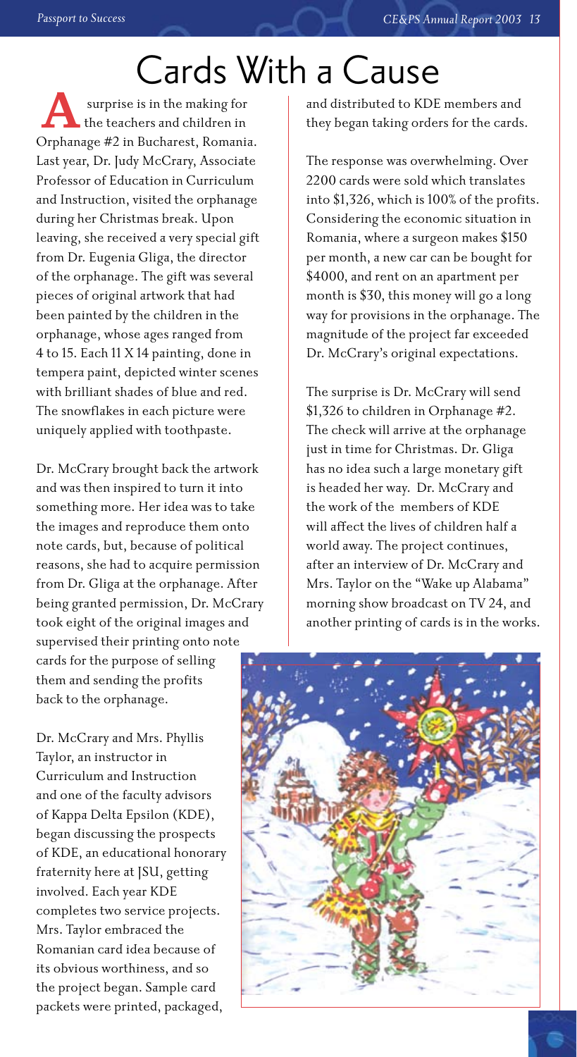# Cards With a Cause

A surprise is in the making for the teachers and children in Orphanage #2 in Bucharest, Romania. Last year, Dr. Judy McCrary, Associate Professor of Education in Curriculum and Instruction, visited the orphanage during her Christmas break. Upon leaving, she received a very special gift from Dr. Eugenia Gliga, the director of the orphanage. The gift was several pieces of original artwork that had been painted by the children in the orphanage, whose ages ranged from 4 to 15. Each 11 X 14 painting, done in tempera paint, depicted winter scenes with brilliant shades of blue and red. The snowflakes in each picture were uniquely applied with toothpaste.

Dr. McCrary brought back the artwork and was then inspired to turn it into something more. Her idea was to take the images and reproduce them onto note cards, but, because of political reasons, she had to acquire permission from Dr. Gliga at the orphanage. After being granted permission, Dr. McCrary took eight of the original images and supervised their printing onto note cards for the purpose of selling them and sending the profits back to the orphanage.

Dr. McCrary and Mrs. Phyllis Taylor, an instructor in Curriculum and Instruction and one of the faculty advisors of Kappa Delta Epsilon (KDE), began discussing the prospects of KDE, an educational honorary fraternity here at JSU, getting involved. Each year KDE completes two service projects. Mrs. Taylor embraced the Romanian card idea because of its obvious worthiness, and so the project began. Sample card packets were printed, packaged, and distributed to KDE members and they began taking orders for the cards.

The response was overwhelming. Over 2200 cards were sold which translates into $1,326, which is 100% of the profits. Considering the economic situation in Romania, where a surgeon makes $150 per month, a new car can be bought for $4000, and rent on an apartment per month is $30, this money will go a long way for provisions in the orphanage. The magnitude of the project far exceeded Dr. McCrary's original expectations.

The surprise is Dr. McCrary will send $1,326 to children in Orphanage #2. The check will arrive at the orphanage just in time for Christmas. Dr. Gliga has no idea such a large monetary gift is headed her way. Dr. McCrary and the work of the members of KDE will affect the lives of children half a world away. The project continues, after an interview of Dr. McCrary and Mrs. Taylor on the "Wake up Alabama" morning show broadcast on TV 24, and another printing of cards is in the works.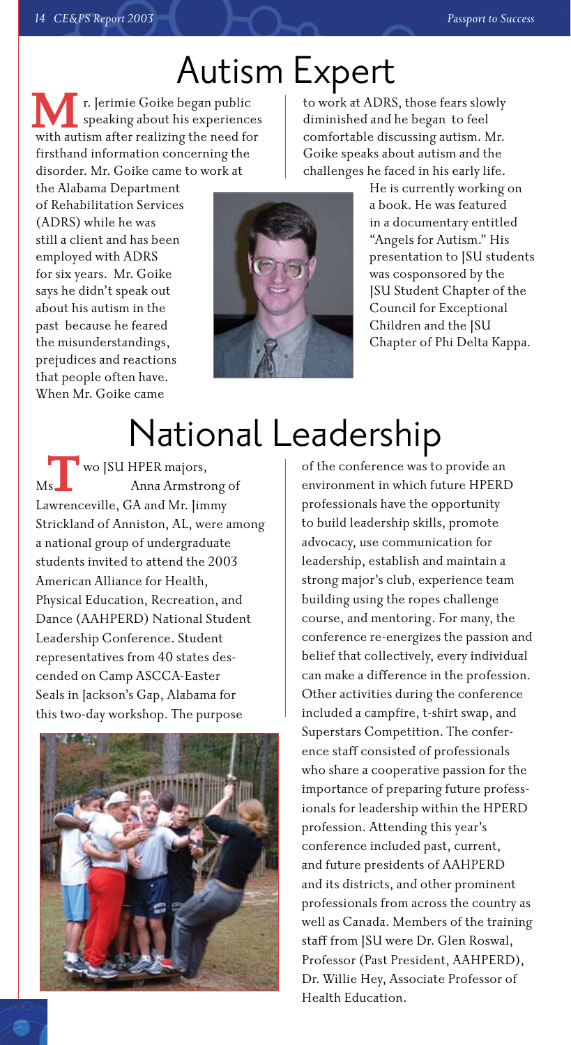# Autism Expert

Mr. Jerimie Goike began public speaking about his experiences with autism after realizing the need for firsthand information concerning the disorder. Mr. Goike came to work at the Alabama Department of Rehabilitation Services (ADRS) while he was still a client and has been employed with ADRS for six years. Mr. Goike says he didn't speak out about his autism in the past because he feared the misunderstandings, prejudices and reactions that people often have. When Mr. Goike came to work at ADRS, those fears slowly diminished and he began to feel comfortable discussing autism. Mr. Goike speaks about autism and the challenges he faced in his early life.

He is currently working on a book. He was featured in a documentary entitled "Angels for Autism." His presentation to JSU students was cosponsored by the JSU Student Chapter of the Council for Exceptional Children and the JSU Chapter of Phi Delta Kappa.

# National Leadership

Two JSU HPER majors, Ms. Anna Armstrong of Lawrenceville, GA and Mr. Jimmy Strickland of Anniston, AL, were among a national group of undergraduate students invited to attend the 2003 American Alliance for Health, Physical Education, Recreation, and Dance (AAHPERD) National Student Leadership Conference. Student representatives from 40 states descended on Camp ASCCA-Easter Seals in Jackson's Gap, Alabama for this two-day workshop. The purpose of the conference was to provide an environment in which future HPERD professionals have the opportunity to build leadership skills, promote advocacy, use communication for leadership, establish and maintain a strong major's club, experience team building using the ropes challenge course, and mentoring. For many, the conference re-energizes the passion and belief that collectively, every individual can make a difference in the profession. Other activities during the conference included a campfire, t-shirt swap, and Superstars Competition. The conference staff consisted of professionals who share a cooperative passion for the importance of preparing future professionals for leadership within the HPERD profession. Attending this year's conference included past, current, and future presidents of AAHPERD and its districts, and other prominent professionals from across the country as well as Canada. Members of the training staff from JSU were Dr. Glen Roswal, Professor (Past President, AAHPERD), Dr. Willie Hey, Associate Professor of Health Education.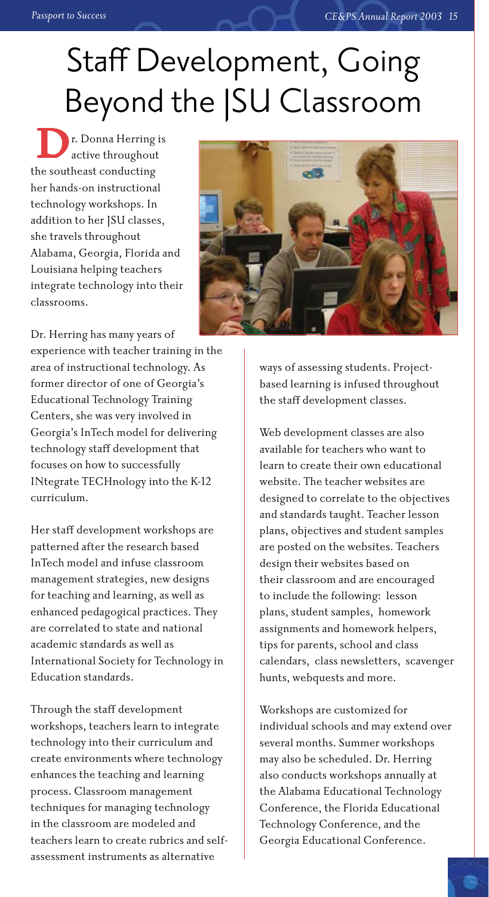# Staff Development, Going Beyond the JSU Classroom

Dr. Donna Herring is active throughout the southeast conducting her hands-on instructional technology workshops. In addition to her JSU classes, she travels throughout Alabama, Georgia, Florida and Louisiana helping teachers integrate technology into their classrooms.

Dr. Herring has many years of experience with teacher training in the area of instructional technology. As former director of one of Georgia's Educational Technology Training Centers, she was very involved in Georgia's InTech model for delivering technology staff development that focuses on how to successfully INtegrate TECHnology into the K-12 curriculum.

Her staff development workshops are patterned after the research based InTech model and infuse classroom management strategies, new designs for teaching and learning, as well as enhanced pedagogical practices. They are correlated to state and national academic standards as well as International Society for Technology in Education standards.

Through the staff development workshops, teachers learn to integrate technology into their curriculum and create environments where technology enhances the teaching and learning process. Classroom management techniques for managing technology in the classroom are modeled and teachers learn to create rubrics and self-assessment instruments as alternative ways of assessing students. Project-based learning is infused throughout the staff development classes.

Web development classes are also available for teachers who want to learn to create their own educational website. The teacher websites are designed to correlate to the objectives and standards taught. Teacher lesson plans, objectives and student samples are posted on the websites. Teachers design their websites based on their classroom and are encouraged to include the following: lesson plans, student samples, homework assignments and homework helpers, tips for parents, school and class calendars, class newsletters, scavenger hunts, webquests and more.

Workshops are customized for individual schools and may extend over several months. Summer workshops may also be scheduled. Dr. Herring also conducts workshops annually at the Alabama Educational Technology Conference, the Florida Educational Technology Conference, and the Georgia Educational Conference.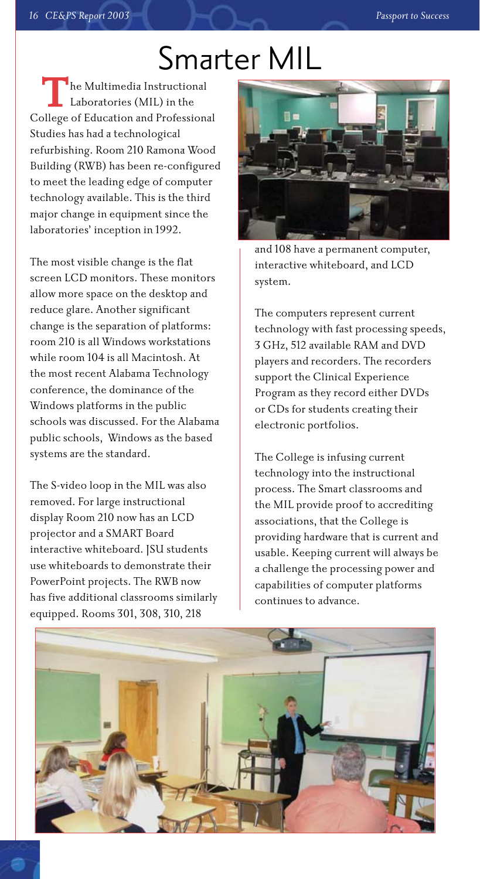# Smarter MIL

The Multimedia Instructional Laboratories (MIL) in the College of Education and Professional Studies has had a technological refurbishing. Room 210 Ramona Wood Building (RWB) has been re-configured to meet the leading edge of computer technology available. This is the third major change in equipment since the laboratories' inception in 1992.

The most visible change is the flat screen LCD monitors. These monitors allow more space on the desktop and reduce glare. Another significant change is the separation of platforms: room 210 is all Windows workstations while room 104 is all Macintosh. At the most recent Alabama Technology conference, the dominance of the Windows platforms in the public schools was discussed. For the Alabama public schools, Windows as the based systems are the standard.

The S-video loop in the MIL was also removed. For large instructional display Room 210 now has an LCD projector and a SMART Board interactive whiteboard. JSU students use whiteboards to demonstrate their PowerPoint projects. The RWB now has five additional classrooms similarly equipped. Rooms 301, 308, 310, 218 and 108 have a permanent computer, interactive whiteboard, and LCD system.

The computers represent current technology with fast processing speeds, 3 GHz, 512 available RAM and DVD players and recorders. The recorders support the Clinical Experience Program as they record either DVDs or CDs for students creating their electronic portfolios.

The College is infusing current technology into the instructional process. The Smart classrooms and the MIL provide proof to accrediting associations, that the College is providing hardware that is current and usable. Keeping current will always be a challenge the processing power and capabilities of computer platforms continues to advance.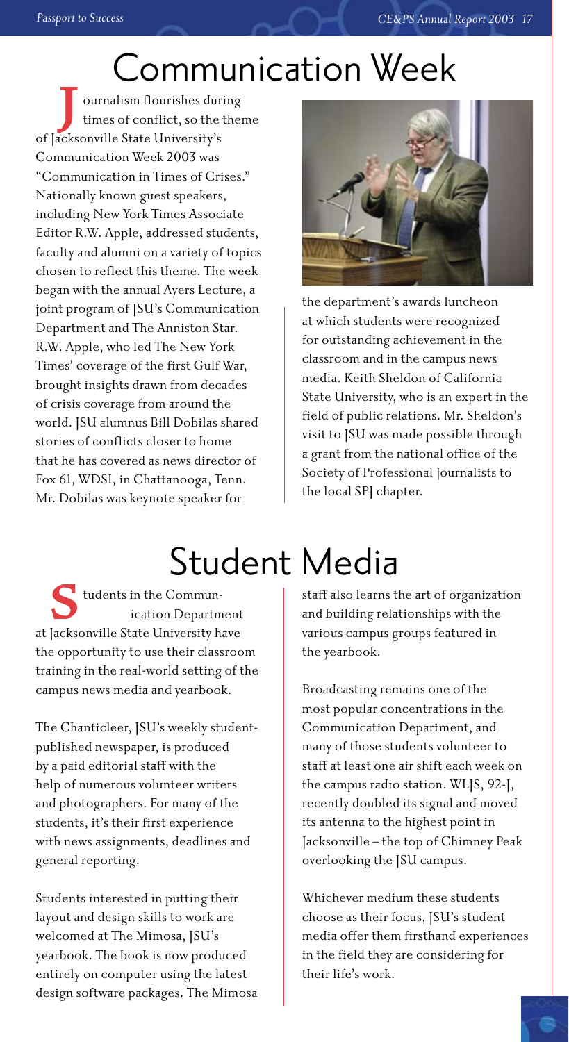# Communication Week

Journalism flourishes during times of conflict, so the theme of Jacksonville State University's Communication Week 2003 was "Communication in Times of Crises." Nationally known guest speakers, including New York Times Associate Editor R.W. Apple, addressed students, faculty and alumni on a variety of topics chosen to reflect this theme. The week began with the annual Ayers Lecture, a joint program of JSU's Communication Department and The Anniston Star. R.W. Apple, who led The New York Times' coverage of the first Gulf War, brought insights drawn from decades of crisis coverage from around the world. JSU alumnus Bill Dobilas shared stories of conflicts closer to home that he has covered as news director of Fox 61, WDSI, in Chattanooga, Tenn. Mr. Dobilas was keynote speaker for the department's awards luncheon at which students were recognized for outstanding achievement in the classroom and in the campus news media. Keith Sheldon of California State University, who is an expert in the field of public relations. Mr. Sheldon's visit to JSU was made possible through a grant from the national office of the Society of Professional Journalists to the local SPJ chapter.

# Student Media

Students in the Communication Department at Jacksonville State University have the opportunity to use their classroom training in the real-world setting of the campus news media and yearbook.

The Chanticleer, JSU's weekly student-published newspaper, is produced by a paid editorial staff with the help of numerous volunteer writers and photographers. For many of the students, it's their first experience with news assignments, deadlines and general reporting.

Students interested in putting their layout and design skills to work are welcomed at The Mimosa, JSU's yearbook. The book is now produced entirely on computer using the latest design software packages. The Mimosa staff also learns the art of organization and building relationships with the various campus groups featured in the yearbook.

Broadcasting remains one of the most popular concentrations in the Communication Department, and many of those students volunteer to staff at least one air shift each week on the campus radio station. WLJS, 92-J, recently doubled its signal and moved its antenna to the highest point in Jacksonville – the top of Chimney Peak overlooking the JSU campus.

Whichever medium these students choose as their focus, JSU's student media offer them firsthand experiences in the field they are considering for their life's work.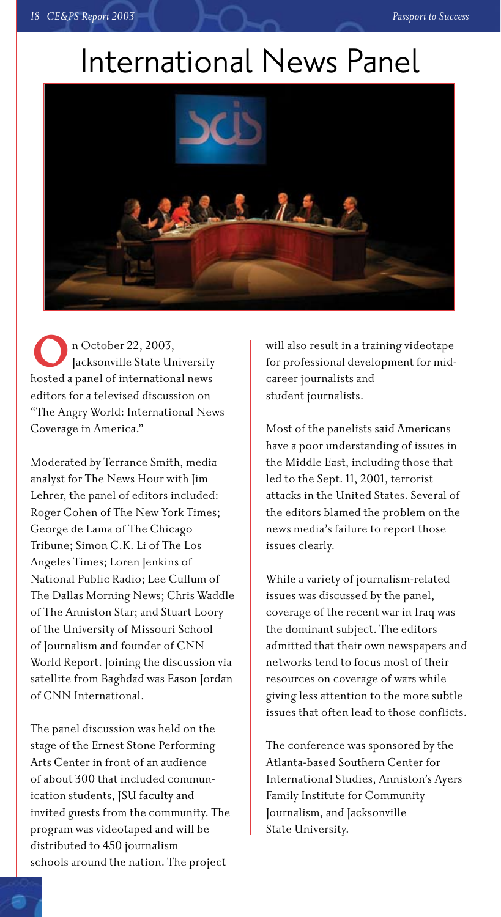# International News Panel

On October 22, 2003, Jacksonville State University hosted a panel of international news editors for a televised discussion on "The Angry World: International News Coverage in America."

Moderated by Terrance Smith, media analyst for The News Hour with Jim Lehrer, the panel of editors included: Roger Cohen of The New York Times; George de Lama of The Chicago Tribune; Simon C.K. Li of The Los Angeles Times; Loren Jenkins of National Public Radio; Lee Cullum of The Dallas Morning News; Chris Waddle of The Anniston Star; and Stuart Loory of the University of Missouri School of Journalism and founder of CNN World Report. Joining the discussion via satellite from Baghdad was Eason Jordan of CNN International.

The panel discussion was held on the stage of the Ernest Stone Performing Arts Center in front of an audience of about 300 that included communication students, JSU faculty and invited guests from the community. The program was videotaped and will be distributed to 450 journalism schools around the nation. The project will also result in a training videotape for professional development for mid-career journalists and student journalists.

Most of the panelists said Americans have a poor understanding of issues in the Middle East, including those that led to the Sept. 11, 2001, terrorist attacks in the United States. Several of the editors blamed the problem on the news media's failure to report those issues clearly.

While a variety of journalism-related issues was discussed by the panel, coverage of the recent war in Iraq was the dominant subject. The editors admitted that their own newspapers and networks tend to focus most of their resources on coverage of wars while giving less attention to the more subtle issues that often lead to those conflicts.

The conference was sponsored by the Atlanta-based Southern Center for International Studies, Anniston's Ayers Family Institute for Community Journalism, and Jacksonville State University.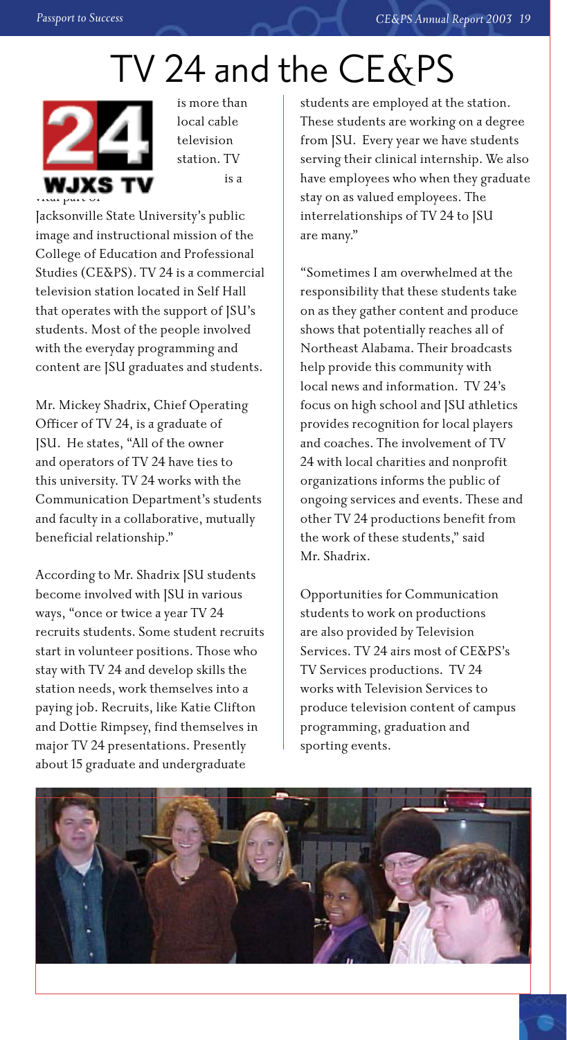# TV 24 and the CE&PS

is more than local cable television station. TV is a vital part of Jacksonville State University's public image and instructional mission of the College of Education and Professional Studies (CE&PS). TV 24 is a commercial television station located in Self Hall that operates with the support of JSU's students. Most of the people involved with the everyday programming and content are JSU graduates and students.

Mr. Mickey Shadrix, Chief Operating Officer of TV 24, is a graduate of JSU. He states, "All of the owner and operators of TV 24 have ties to this university. TV 24 works with the Communication Department's students and faculty in a collaborative, mutually beneficial relationship."

According to Mr. Shadrix JSU students become involved with JSU in various ways, "once or twice a year TV 24 recruits students. Some student recruits start in volunteer positions. Those who stay with TV 24 and develop skills the station needs, work themselves into a paying job. Recruits, like Katie Clifton and Dottie Rimpsey, find themselves in major TV 24 presentations. Presently about 15 graduate and undergraduate students are employed at the station. These students are working on a degree from JSU. Every year we have students serving their clinical internship. We also have employees who when they graduate stay on as valued employees. The interrelationships of TV 24 to JSU are many."

"Sometimes I am overwhelmed at the responsibility that these students take on as they gather content and produce shows that potentially reaches all of Northeast Alabama. Their broadcasts help provide this community with local news and information. TV 24's focus on high school and JSU athletics provides recognition for local players and coaches. The involvement of TV 24 with local charities and nonprofit organizations informs the public of ongoing services and events. These and other TV 24 productions benefit from the work of these students," said Mr. Shadrix.

Opportunities for Communication students to work on productions are also provided by Television Services. TV 24 airs most of CE&PS's TV Services productions. TV 24 works with Television Services to produce television content of campus programming, graduation and sporting events.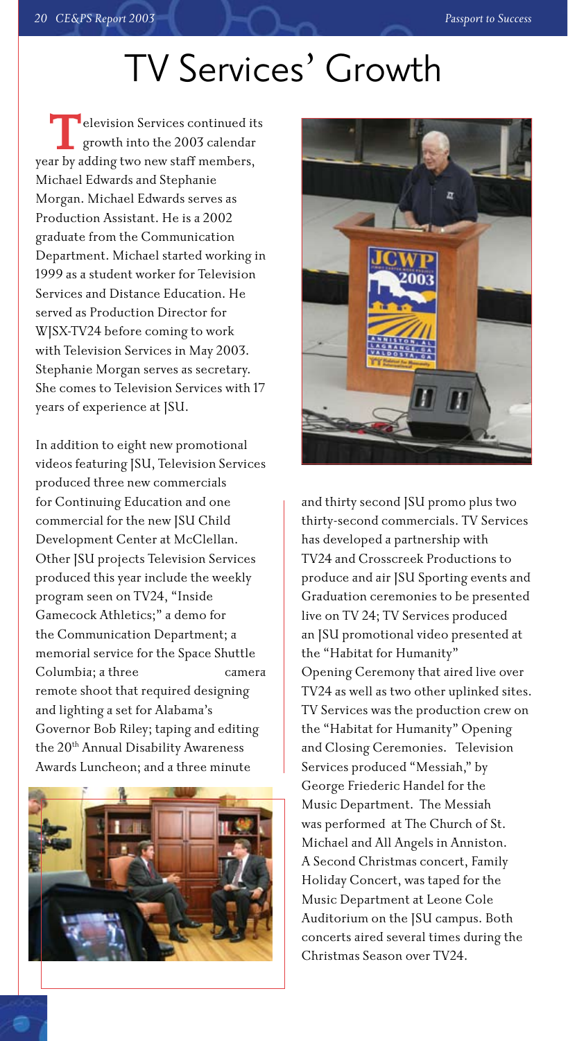# TV Services' Growth

Television Services continued its growth into the 2003 calendar year by adding two new staff members, Michael Edwards and Stephanie Morgan. Michael Edwards serves as Production Assistant. He is a 2002 graduate from the Communication Department. Michael started working in 1999 as a student worker for Television Services and Distance Education. He served as Production Director for WJSX-TV24 before coming to work with Television Services in May 2003. Stephanie Morgan serves as secretary. She comes to Television Services with 17 years of experience at JSU.

In addition to eight new promotional videos featuring JSU, Television Services produced three new commercials for Continuing Education and one commercial for the new JSU Child Development Center at McClellan. Other JSU projects Television Services produced this year include the weekly program seen on TV24, "Inside Gamecock Athletics;" a demo for the Communication Department; a memorial service for the Space Shuttle Columbia; a three camera remote shoot that required designing and lighting a set for Alabama's Governor Bob Riley; taping and editing the 20th Annual Disability Awareness Awards Luncheon; and a three minute and thirty second JSU promo plus two thirty-second commercials. TV Services has developed a partnership with TV24 and Crosscreek Productions to produce and air JSU Sporting events and Graduation ceremonies to be presented live on TV 24; TV Services produced an JSU promotional video presented at the "Habitat for Humanity" Opening Ceremony that aired live over TV24 as well as two other uplinked sites. TV Services was the production crew on the "Habitat for Humanity" Opening and Closing Ceremonies. Television Services produced "Messiah," by George Friederic Handel for the Music Department. The Messiah was performed at The Church of St. Michael and All Angels in Anniston. A Second Christmas concert, Family Holiday Concert, was taped for the Music Department at Leone Cole Auditorium on the JSU campus. Both concerts aired several times during the Christmas Season over TV24.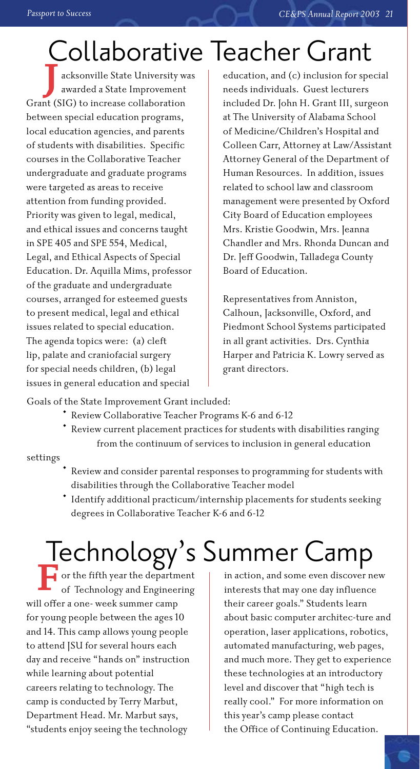# Collaborative Teacher Grant

Jacksonville State University was awarded a State Improvement Grant (SIG) to increase collaboration between special education programs, local education agencies, and parents of students with disabilities. Specific courses in the Collaborative Teacher undergraduate and graduate programs were targeted as areas to receive attention from funding provided. Priority was given to legal, medical, and ethical issues and concerns taught in SPE 405 and SPE 554, Medical, Legal, and Ethical Aspects of Special Education. Dr. Aquilla Mims, professor of the graduate and undergraduate courses, arranged for esteemed guests to present medical, legal and ethical issues related to special education. The agenda topics were: (a) cleft lip, palate and craniofacial surgery for special needs children, (b) legal issues in general education and special education, and (c) inclusion for special needs individuals. Guest lecturers included Dr. John H. Grant III, surgeon at The University of Alabama School of Medicine/Children's Hospital and Colleen Carr, Attorney at Law/Assistant Attorney General of the Department of Human Resources. In addition, issues related to school law and classroom management were presented by Oxford City Board of Education employees Mrs. Kristie Goodwin, Mrs. Jeanna Chandler and Mrs. Rhonda Duncan and Dr. Jeff Goodwin, Talladega County Board of Education.

Representatives from Anniston, Calhoun, Jacksonville, Oxford, and Piedmont School Systems participated in all grant activities. Drs. Cynthia Harper and Patricia K. Lowry served as grant directors.

Goals of the State Improvement Grant included:

- Review Collaborative Teacher Programs K-6 and 6-12
- Review current placement practices for students with disabilities ranging from the continuum of services to inclusion in general education settings
- Review and consider parental responses to programming for students with disabilities through the Collaborative Teacher model
- Identify additional practicum/internship placements for students seeking degrees in Collaborative Teacher K-6 and 6-12

# Technology's Summer Camp

For the fifth year the department of Technology and Engineering will offer a one- week summer camp for young people between the ages 10 and 14. This camp allows young people to attend JSU for several hours each day and receive "hands on" instruction while learning about potential careers relating to technology. The camp is conducted by Terry Marbut, Department Head. Mr. Marbut says, "students enjoy seeing the technology in action, and some even discover new interests that may one day influence their career goals." Students learn about basic computer architec-ture and operation, laser applications, robotics, automated manufacturing, web pages, and much more. They get to experience these technologies at an introductory level and discover that "high tech is really cool." For more information on this year's camp please contact the Office of Continuing Education.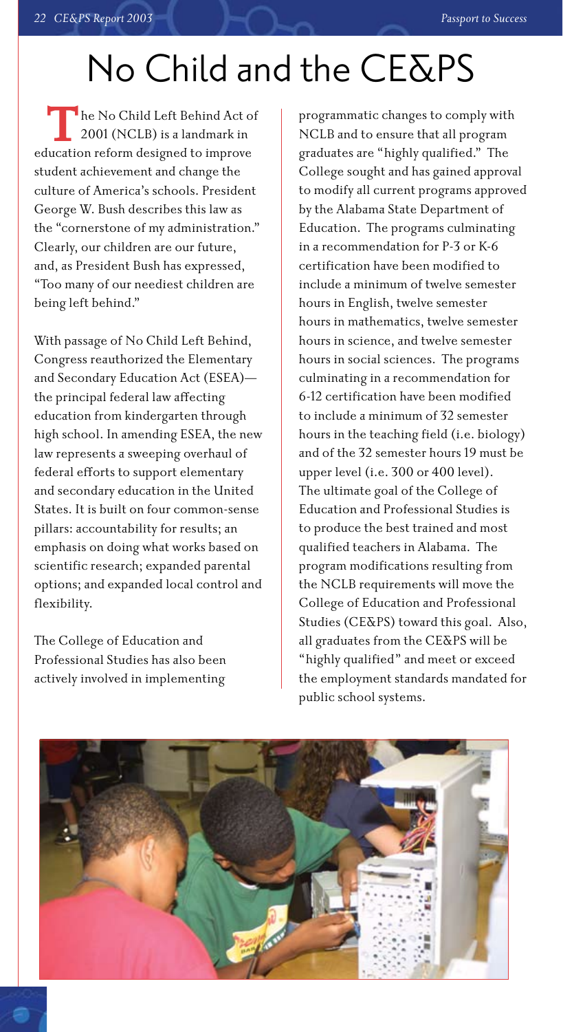# No Child and the CE&PS

The No Child Left Behind Act of 2001 (NCLB) is a landmark in education reform designed to improve student achievement and change the culture of America's schools. President George W. Bush describes this law as the "cornerstone of my administration." Clearly, our children are our future, and, as President Bush has expressed, "Too many of our neediest children are being left behind."

With passage of No Child Left Behind, Congress reauthorized the Elementary and Secondary Education Act (ESEA)—the principal federal law affecting education from kindergarten through high school. In amending ESEA, the new law represents a sweeping overhaul of federal efforts to support elementary and secondary education in the United States. It is built on four common-sense pillars: accountability for results; an emphasis on doing what works based on scientific research; expanded parental options; and expanded local control and flexibility.

The College of Education and Professional Studies has also been actively involved in implementing programmatic changes to comply with NCLB and to ensure that all program graduates are "highly qualified." The College sought and has gained approval to modify all current programs approved by the Alabama State Department of Education. The programs culminating in a recommendation for P-3 or K-6 certification have been modified to include a minimum of twelve semester hours in English, twelve semester hours in mathematics, twelve semester hours in science, and twelve semester hours in social sciences. The programs culminating in a recommendation for 6-12 certification have been modified to include a minimum of 32 semester hours in the teaching field (i.e. biology) and of the 32 semester hours 19 must be upper level (i.e. 300 or 400 level). The ultimate goal of the College of Education and Professional Studies is to produce the best trained and most qualified teachers in Alabama. The program modifications resulting from the NCLB requirements will move the College of Education and Professional Studies (CE&PS) toward this goal. Also, all graduates from the CE&PS will be "highly qualified" and meet or exceed the employment standards mandated for public school systems.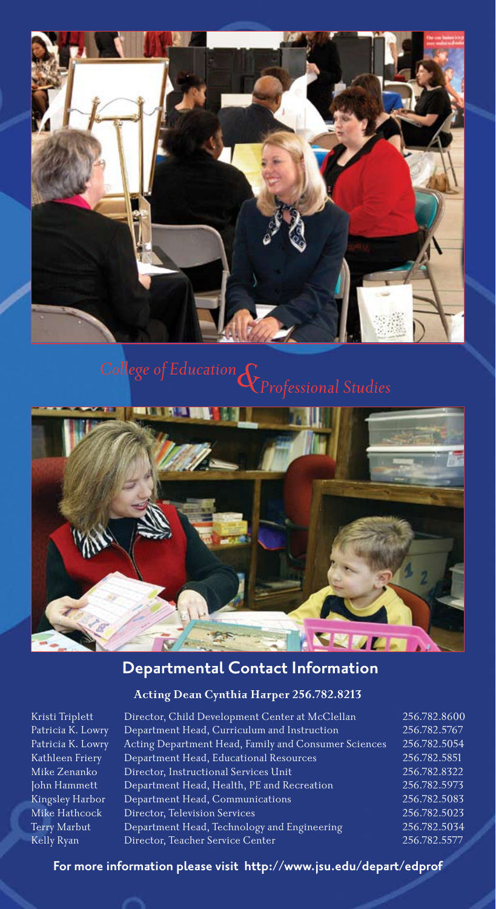*College of Education & Professional Studies*

## Departmental Contact Information

**Acting Dean Cynthia Harper 256.782.8213**

| Name | Title | Phone |
| --- | --- | --- |
| Kristi Triplett | Director, Child Development Center at McClellan | 256.782.8600 |
| Patricia K. Lowry | Department Head, Curriculum and Instruction | 256.782.5767 |
| Patricia K. Lowry | Acting Department Head, Family and Consumer Sciences | 256.782.5054 |
| Kathleen Friery | Department Head, Educational Resources | 256.782.5851 |
| Mike Zenanko | Director, Instructional Services Unit | 256.782.8322 |
| John Hammett | Department Head, Health, PE and Recreation | 256.782.5973 |
| Kingsley Harbor | Department Head, Communications | 256.782.5083 |
| Mike Hathcock | Director, Television Services | 256.782.5023 |
| Terry Marbut | Department Head, Technology and Engineering | 256.782.5034 |
| Kelly Ryan | Director, Teacher Service Center | 256.782.5577 |

**For more information please visit http://www.jsu.edu/depart/edprof**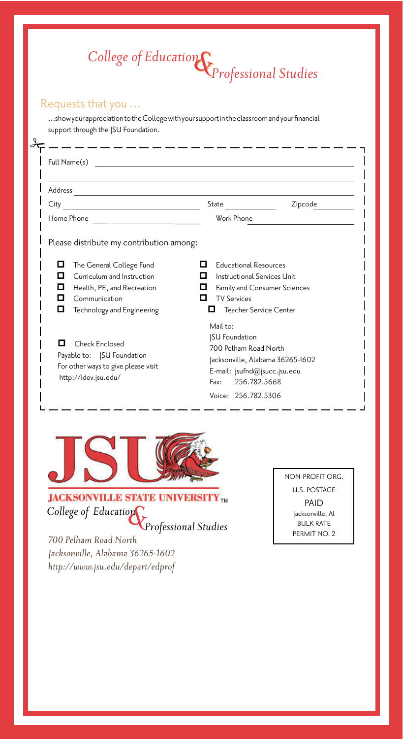# College of Education & Professional Studies

## Requests that you ...

...show your appreciation to the College with your support in the classroom and your financial support through the JSU Foundation.

Full Name(s) \_\_\_\_\_\_\_\_\_\_\_\_\_\_\_\_\_\_\_\_\_\_\_\_\_\_\_\_\_\_\_\_

Address \_\_\_\_\_\_\_\_\_\_\_\_\_\_\_\_\_\_\_\_\_\_\_\_\_\_\_\_\_\_\_\_

City \_\_\_\_\_\_\_\_\_\_\_\_\_\_\_\_ State \_\_\_\_\_\_\_\_ Zipcode \_\_\_\_\_\_\_\_

Home Phone \_\_\_\_\_\_\_\_\_\_\_\_\_\_\_\_ Work Phone \_\_\_\_\_\_\_\_\_\_\_\_\_\_\_\_

Please distribute my contribution among:

- ☐ The General College Fund
- ☐ Curriculum and Instruction
- ☐ Health, PE, and Recreation
- ☐ Communication
- ☐ Technology and Engineering
- ☐ Educational Resources
- ☐ Instructional Services Unit
- ☐ Family and Consumer Sciences
- ☐ TV Services
- ☐ Teacher Service Center

☐ Check Enclosed

Payable to: JSU Foundation

For other ways to give please visit http://idev.jsu.edu/

Mail to:
JSU Foundation
700 Pelham Road North
Jacksonville, Alabama 36265-1602
E-mail: jsufnd@jsucc.jsu.edu
Fax: 256.782.5668
Voice: 256.782.5306

JACKSONVILLE STATE UNIVERSITY™

*College of Education & Professional Studies*

*700 Pelham Road North*
*Jacksonville, Alabama 36265-1602*
*http://www.jsu.edu/depart/edprof*

NON-PROFIT ORG.
U.S. POSTAGE
PAID
Jacksonville, Al
BULK RATE
PERMIT NO. 2